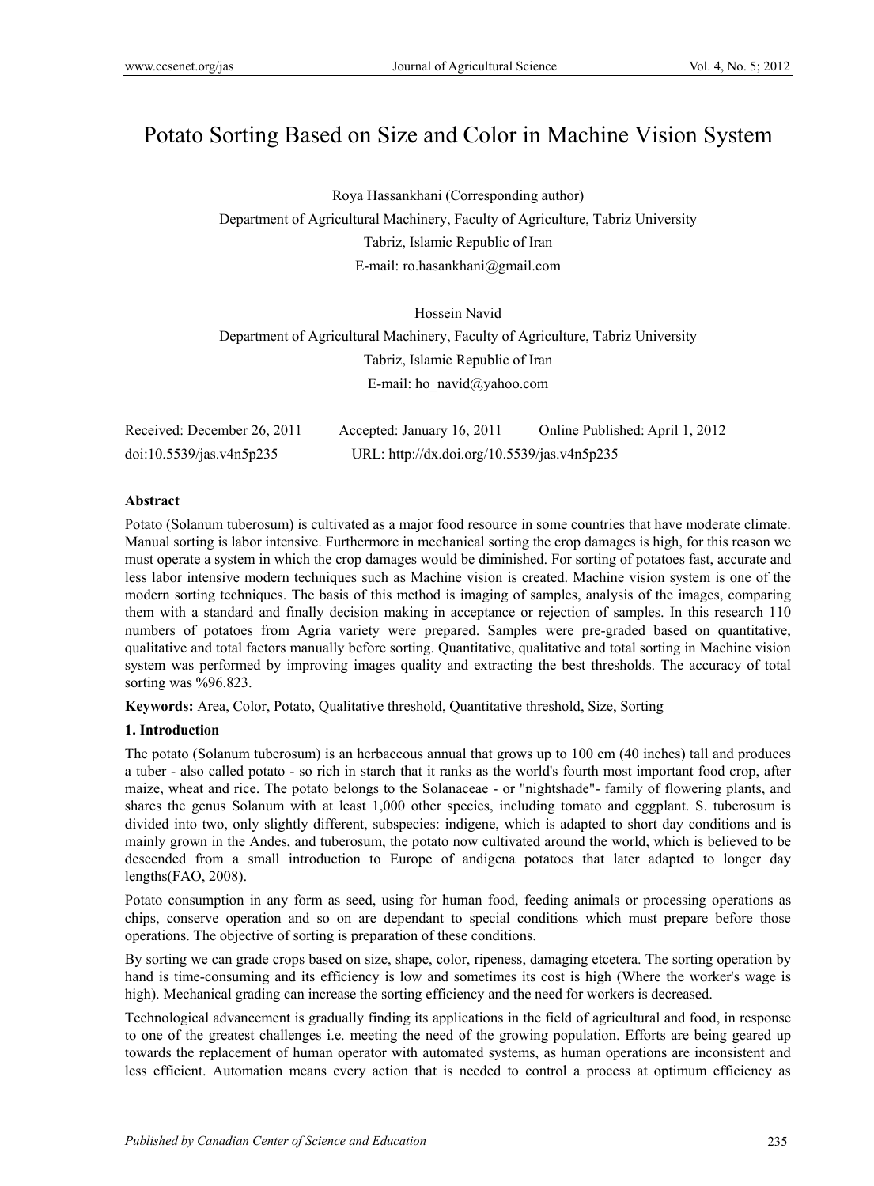# Potato Sorting Based on Size and Color in Machine Vision System

Roya Hassankhani (Corresponding author)

Department of Agricultural Machinery, Faculty of Agriculture, Tabriz University

Tabriz, Islamic Republic of Iran

E-mail: ro.hasankhani@gmail.com

Hossein Navid

Department of Agricultural Machinery, Faculty of Agriculture, Tabriz University

Tabriz, Islamic Republic of Iran

E-mail: ho_navid@yahoo.com

Received: December 26, 2011 Accepted: January 16, 2011 Online Published: April 1, 2012

doi:10.5539/jas.v4n5p235 URL: http://dx.doi.org/10.5539/jas.v4n5p235

**Abstract**

Potato (Solanum tuberosum) is cultivated as a major food resource in some countries that have moderate climate. Manual sorting is labor intensive. Furthermore in mechanical sorting the crop damages is high, for this reason we must operate a system in which the crop damages would be diminished. For sorting of potatoes fast, accurate and less labor intensive modern techniques such as Machine vision is created. Machine vision system is one of the modern sorting techniques. The basis of this method is imaging of samples, analysis of the images, comparing them with a standard and finally decision making in acceptance or rejection of samples. In this research 110 numbers of potatoes from Agria variety were prepared. Samples were pre-graded based on quantitative, qualitative and total factors manually before sorting. Quantitative, qualitative and total sorting in Machine vision system was performed by improving images quality and extracting the best thresholds. The accuracy of total sorting was %96.823.

**Keywords:** Area, Color, Potato, Qualitative threshold, Quantitative threshold, Size, Sorting

## 1. Introduction

The potato (Solanum tuberosum) is an herbaceous annual that grows up to 100 cm (40 inches) tall and produces a tuber - also called potato - so rich in starch that it ranks as the world's fourth most important food crop, after maize, wheat and rice. The potato belongs to the Solanaceae - or "nightshade"- family of flowering plants, and shares the genus Solanum with at least 1,000 other species, including tomato and eggplant. S. tuberosum is divided into two, only slightly different, subspecies: indigene, which is adapted to short day conditions and is mainly grown in the Andes, and tuberosum, the potato now cultivated around the world, which is believed to be descended from a small introduction to Europe of andigena potatoes that later adapted to longer day lengths(FAO, 2008).

Potato consumption in any form as seed, using for human food, feeding animals or processing operations as chips, conserve operation and so on are dependant to special conditions which must prepare before those operations. The objective of sorting is preparation of these conditions.

By sorting we can grade crops based on size, shape, color, ripeness, damaging etcetera. The sorting operation by hand is time-consuming and its efficiency is low and sometimes its cost is high (Where the worker's wage is high). Mechanical grading can increase the sorting efficiency and the need for workers is decreased.

Technological advancement is gradually finding its applications in the field of agricultural and food, in response to one of the greatest challenges i.e. meeting the need of the growing population. Efforts are being geared up towards the replacement of human operator with automated systems, as human operations are inconsistent and less efficient. Automation means every action that is needed to control a process at optimum efficiency as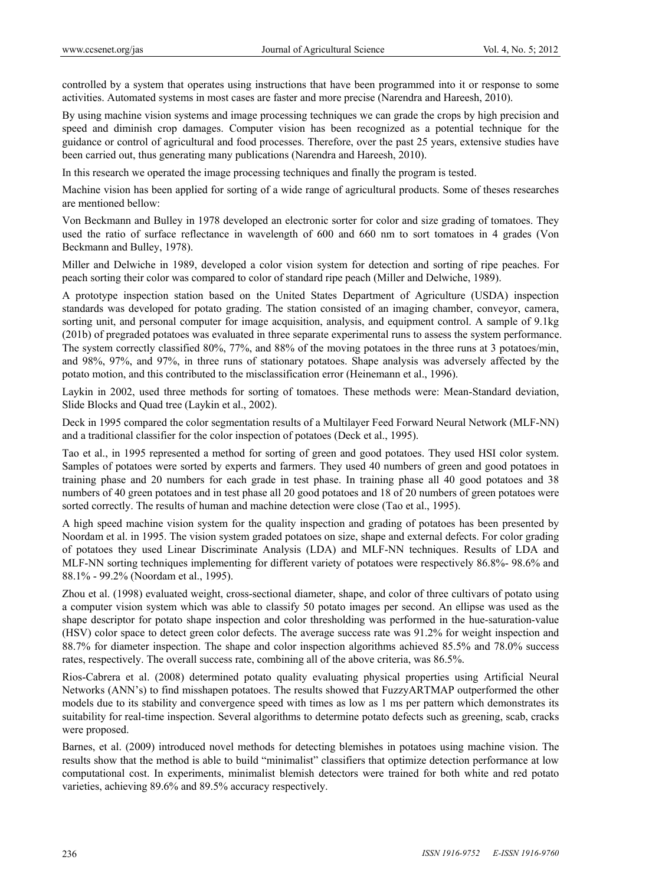controlled by a system that operates using instructions that have been programmed into it or response to some activities. Automated systems in most cases are faster and more precise (Narendra and Hareesh, 2010).

By using machine vision systems and image processing techniques we can grade the crops by high precision and speed and diminish crop damages. Computer vision has been recognized as a potential technique for the guidance or control of agricultural and food processes. Therefore, over the past 25 years, extensive studies have been carried out, thus generating many publications (Narendra and Hareesh, 2010).

In this research we operated the image processing techniques and finally the program is tested.

Machine vision has been applied for sorting of a wide range of agricultural products. Some of theses researches are mentioned bellow:

Von Beckmann and Bulley in 1978 developed an electronic sorter for color and size grading of tomatoes. They used the ratio of surface reflectance in wavelength of 600 and 660 nm to sort tomatoes in 4 grades (Von Beckmann and Bulley, 1978).

Miller and Delwiche in 1989, developed a color vision system for detection and sorting of ripe peaches. For peach sorting their color was compared to color of standard ripe peach (Miller and Delwiche, 1989).

A prototype inspection station based on the United States Department of Agriculture (USDA) inspection standards was developed for potato grading. The station consisted of an imaging chamber, conveyor, camera, sorting unit, and personal computer for image acquisition, analysis, and equipment control. A sample of 9.1kg (201b) of pregraded potatoes was evaluated in three separate experimental runs to assess the system performance. The system correctly classified 80%, 77%, and 88% of the moving potatoes in the three runs at 3 potatoes/min, and 98%, 97%, and 97%, in three runs of stationary potatoes. Shape analysis was adversely affected by the potato motion, and this contributed to the misclassification error (Heinemann et al., 1996).

Laykin in 2002, used three methods for sorting of tomatoes. These methods were: Mean-Standard deviation, Slide Blocks and Quad tree (Laykin et al., 2002).

Deck in 1995 compared the color segmentation results of a Multilayer Feed Forward Neural Network (MLF-NN) and a traditional classifier for the color inspection of potatoes (Deck et al., 1995).

Tao et al., in 1995 represented a method for sorting of green and good potatoes. They used HSI color system. Samples of potatoes were sorted by experts and farmers. They used 40 numbers of green and good potatoes in training phase and 20 numbers for each grade in test phase. In training phase all 40 good potatoes and 38 numbers of 40 green potatoes and in test phase all 20 good potatoes and 18 of 20 numbers of green potatoes were sorted correctly. The results of human and machine detection were close (Tao et al., 1995).

A high speed machine vision system for the quality inspection and grading of potatoes has been presented by Noordam et al. in 1995. The vision system graded potatoes on size, shape and external defects. For color grading of potatoes they used Linear Discriminate Analysis (LDA) and MLF-NN techniques. Results of LDA and MLF-NN sorting techniques implementing for different variety of potatoes were respectively 86.8%- 98.6% and 88.1% - 99.2% (Noordam et al., 1995).

Zhou et al. (1998) evaluated weight, cross-sectional diameter, shape, and color of three cultivars of potato using a computer vision system which was able to classify 50 potato images per second. An ellipse was used as the shape descriptor for potato shape inspection and color thresholding was performed in the hue-saturation-value (HSV) color space to detect green color defects. The average success rate was 91.2% for weight inspection and 88.7% for diameter inspection. The shape and color inspection algorithms achieved 85.5% and 78.0% success rates, respectively. The overall success rate, combining all of the above criteria, was 86.5%.

Rios-Cabrera et al. (2008) determined potato quality evaluating physical properties using Artificial Neural Networks (ANN's) to find misshapen potatoes. The results showed that FuzzyARTMAP outperformed the other models due to its stability and convergence speed with times as low as 1 ms per pattern which demonstrates its suitability for real-time inspection. Several algorithms to determine potato defects such as greening, scab, cracks were proposed.

Barnes, et al. (2009) introduced novel methods for detecting blemishes in potatoes using machine vision. The results show that the method is able to build "minimalist" classifiers that optimize detection performance at low computational cost. In experiments, minimalist blemish detectors were trained for both white and red potato varieties, achieving 89.6% and 89.5% accuracy respectively.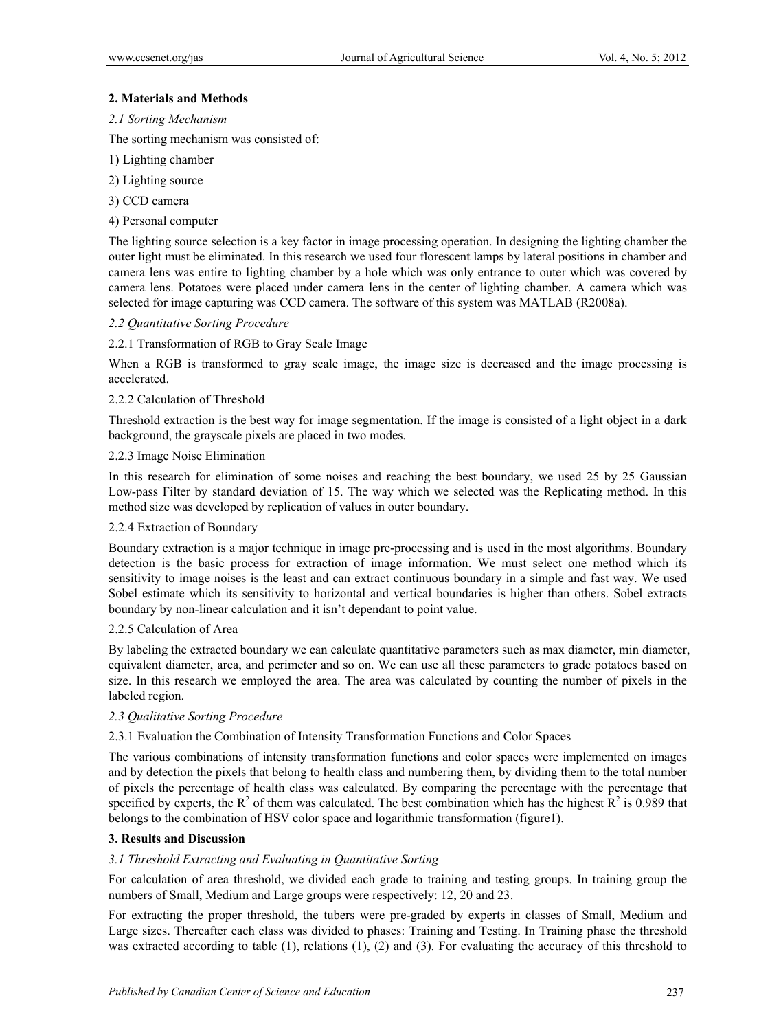## 2. Materials and Methods

### *2.1 Sorting Mechanism*

The sorting mechanism was consisted of:

1) Lighting chamber

2) Lighting source

3) CCD camera

4) Personal computer

The lighting source selection is a key factor in image processing operation. In designing the lighting chamber the outer light must be eliminated. In this research we used four florescent lamps by lateral positions in chamber and camera lens was entire to lighting chamber by a hole which was only entrance to outer which was covered by camera lens. Potatoes were placed under camera lens in the center of lighting chamber. A camera which was selected for image capturing was CCD camera. The software of this system was MATLAB (R2008a).

### *2.2 Quantitative Sorting Procedure*

#### 2.2.1 Transformation of RGB to Gray Scale Image

When a RGB is transformed to gray scale image, the image size is decreased and the image processing is accelerated.

#### 2.2.2 Calculation of Threshold

Threshold extraction is the best way for image segmentation. If the image is consisted of a light object in a dark background, the grayscale pixels are placed in two modes.

#### 2.2.3 Image Noise Elimination

In this research for elimination of some noises and reaching the best boundary, we used 25 by 25 Gaussian Low-pass Filter by standard deviation of 15. The way which we selected was the Replicating method. In this method size was developed by replication of values in outer boundary.

#### 2.2.4 Extraction of Boundary

Boundary extraction is a major technique in image pre-processing and is used in the most algorithms. Boundary detection is the basic process for extraction of image information. We must select one method which its sensitivity to image noises is the least and can extract continuous boundary in a simple and fast way. We used Sobel estimate which its sensitivity to horizontal and vertical boundaries is higher than others. Sobel extracts boundary by non-linear calculation and it isn't dependant to point value.

#### 2.2.5 Calculation of Area

By labeling the extracted boundary we can calculate quantitative parameters such as max diameter, min diameter, equivalent diameter, area, and perimeter and so on. We can use all these parameters to grade potatoes based on size. In this research we employed the area. The area was calculated by counting the number of pixels in the labeled region.

### *2.3 Qualitative Sorting Procedure*

#### 2.3.1 Evaluation the Combination of Intensity Transformation Functions and Color Spaces

The various combinations of intensity transformation functions and color spaces were implemented on images and by detection the pixels that belong to health class and numbering them, by dividing them to the total number of pixels the percentage of health class was calculated. By comparing the percentage with the percentage that specified by experts, the $R^2$ of them was calculated. The best combination which has the highest $R^2$ is 0.989 that belongs to the combination of HSV color space and logarithmic transformation (figure1).

## 3. Results and Discussion

### *3.1 Threshold Extracting and Evaluating in Quantitative Sorting*

For calculation of area threshold, we divided each grade to training and testing groups. In training group the numbers of Small, Medium and Large groups were respectively: 12, 20 and 23.

For extracting the proper threshold, the tubers were pre-graded by experts in classes of Small, Medium and Large sizes. Thereafter each class was divided to phases: Training and Testing. In Training phase the threshold was extracted according to table (1), relations (1), (2) and (3). For evaluating the accuracy of this threshold to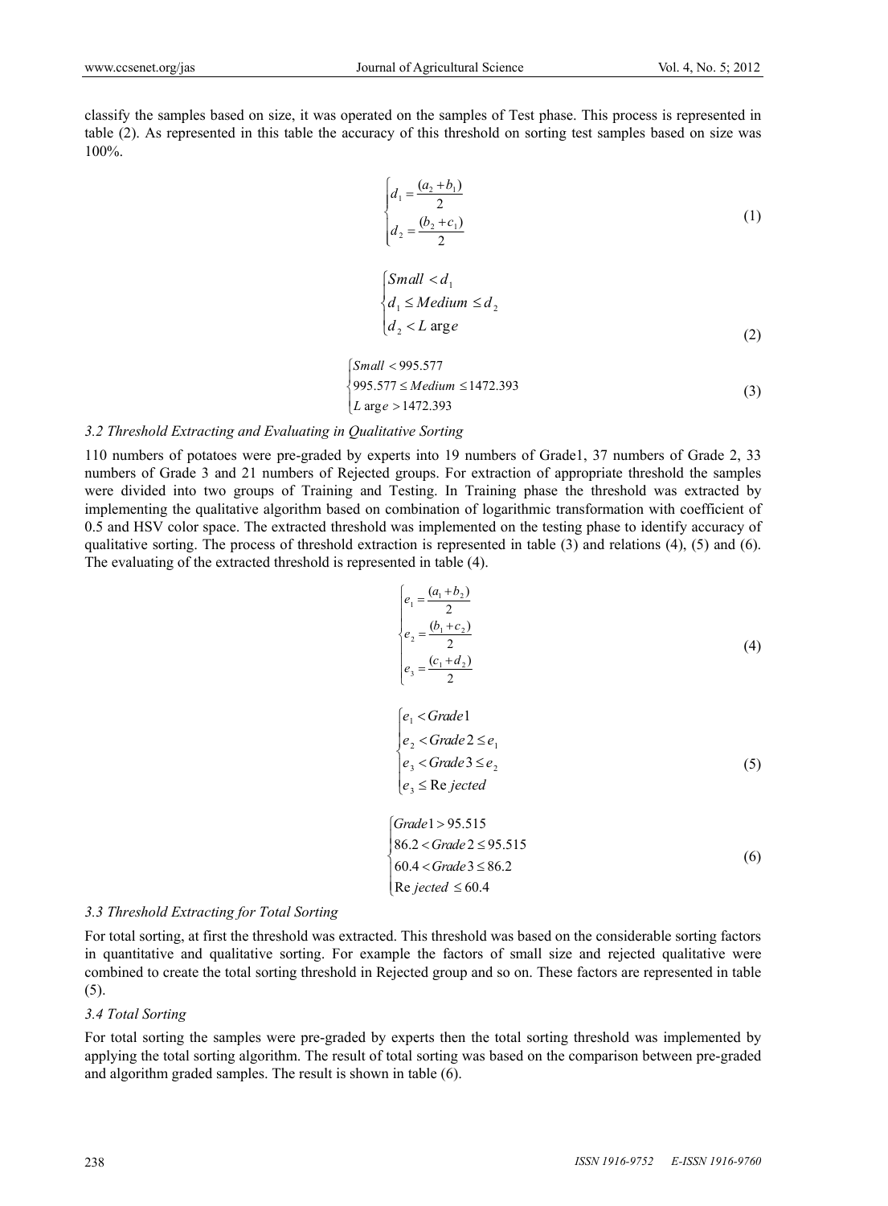classify the samples based on size, it was operated on the samples of Test phase. This process is represented in table (2). As represented in this table the accuracy of this threshold on sorting test samples based on size was 100%.

$$
\begin{cases} d_1 = \dfrac{(a_2 + b_1)}{2} \\ d_2 = \dfrac{(b_2 + c_1)}{2} \end{cases} \tag{1}
$$

$$
\begin{cases} Small < d_1 \\ d_1 \leq Medium \leq d_2 \\ d_2 < L\arg e \end{cases} \tag{2}
$$

$$
\begin{cases} Small < 995.577 \\ 995.577 \leq Medium \leq 1472.393 \\ L\arg e > 1472.393 \end{cases} \tag{3}
$$

### 3.2 Threshold Extracting and Evaluating in Qualitative Sorting

110 numbers of potatoes were pre-graded by experts into 19 numbers of Grade1, 37 numbers of Grade 2, 33 numbers of Grade 3 and 21 numbers of Rejected groups. For extraction of appropriate threshold the samples were divided into two groups of Training and Testing. In Training phase the threshold was extracted by implementing the qualitative algorithm based on combination of logarithmic transformation with coefficient of 0.5 and HSV color space. The extracted threshold was implemented on the testing phase to identify accuracy of qualitative sorting. The process of threshold extraction is represented in table (3) and relations (4), (5) and (6). The evaluating of the extracted threshold is represented in table (4).

$$
\begin{cases} e_1 = \dfrac{(a_1 + b_2)}{2} \\ e_2 = \dfrac{(b_1 + c_2)}{2} \\ e_3 = \dfrac{(c_1 + d_2)}{2} \end{cases} \tag{4}
$$

$$
\begin{cases} e_1 < Grade1 \\ e_2 < Grade2 \leq e_1 \\ e_3 < Grade3 \leq e_2 \\ e_3 \leq \mathrm{Re}\,jected \end{cases} \tag{5}
$$

$$
\begin{cases} Grade1 > 95.515 \\ 86.2 < Grade2 \leq 95.515 \\ 60.4 < Grade3 \leq 86.2 \\ \mathrm{Re}\,jected \leq 60.4 \end{cases} \tag{6}
$$

### 3.3 Threshold Extracting for Total Sorting

For total sorting, at first the threshold was extracted. This threshold was based on the considerable sorting factors in quantitative and qualitative sorting. For example the factors of small size and rejected qualitative were combined to create the total sorting threshold in Rejected group and so on. These factors are represented in table (5).

### 3.4 Total Sorting

For total sorting the samples were pre-graded by experts then the total sorting threshold was implemented by applying the total sorting algorithm. The result of total sorting was based on the comparison between pre-graded and algorithm graded samples. The result is shown in table (6).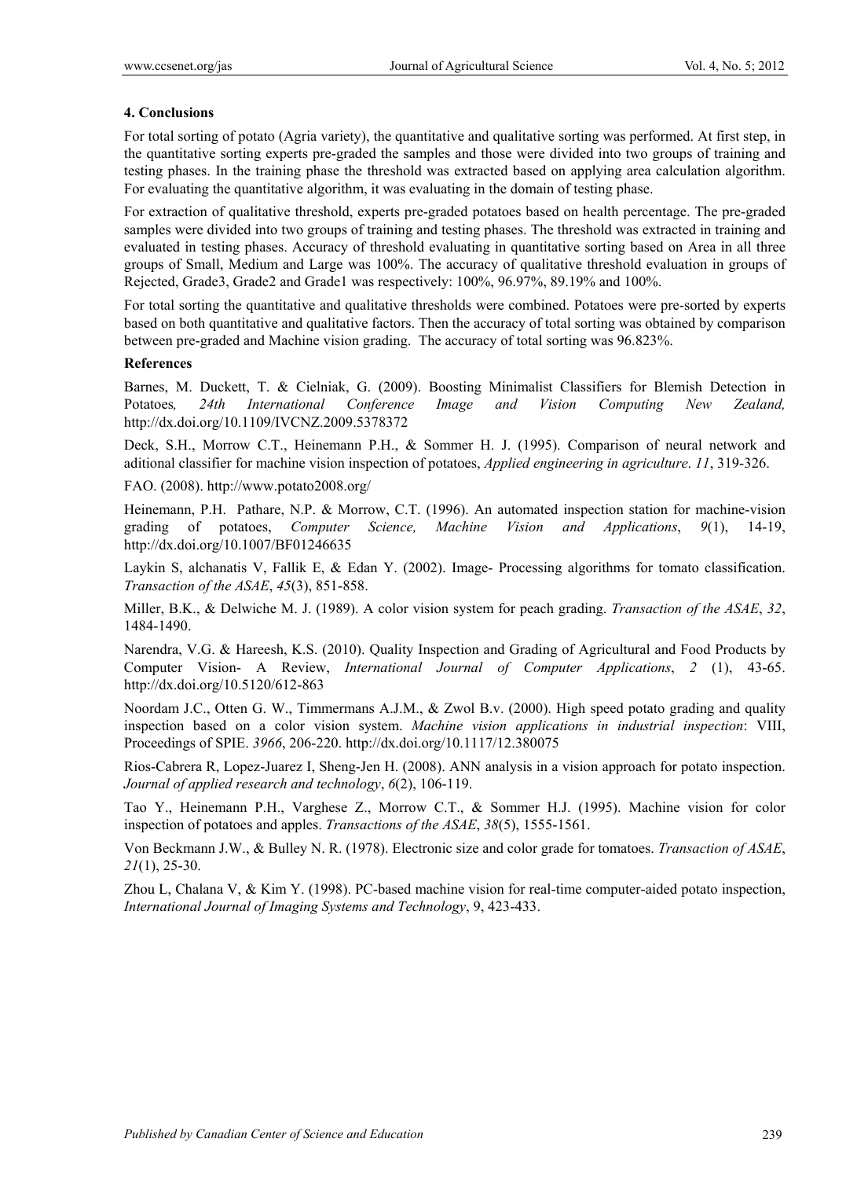## 4. Conclusions

For total sorting of potato (Agria variety), the quantitative and qualitative sorting was performed. At first step, in the quantitative sorting experts pre-graded the samples and those were divided into two groups of training and testing phases. In the training phase the threshold was extracted based on applying area calculation algorithm. For evaluating the quantitative algorithm, it was evaluating in the domain of testing phase.

For extraction of qualitative threshold, experts pre-graded potatoes based on health percentage. The pre-graded samples were divided into two groups of training and testing phases. The threshold was extracted in training and evaluated in testing phases. Accuracy of threshold evaluating in quantitative sorting based on Area in all three groups of Small, Medium and Large was 100%. The accuracy of qualitative threshold evaluation in groups of Rejected, Grade3, Grade2 and Grade1 was respectively: 100%, 96.97%, 89.19% and 100%.

For total sorting the quantitative and qualitative thresholds were combined. Potatoes were pre-sorted by experts based on both quantitative and qualitative factors. Then the accuracy of total sorting was obtained by comparison between pre-graded and Machine vision grading. The accuracy of total sorting was 96.823%.

## References

Barnes, M. Duckett, T. & Cielniak, G. (2009). Boosting Minimalist Classifiers for Blemish Detection in Potatoes*, 24th International Conference Image and Vision Computing New Zealand,* http://dx.doi.org/10.1109/IVCNZ.2009.5378372

Deck, S.H., Morrow C.T., Heinemann P.H., & Sommer H. J. (1995). Comparison of neural network and aditional classifier for machine vision inspection of potatoes, *Applied engineering in agriculture*. *11*, 319-326.

FAO. (2008). http://www.potato2008.org/

Heinemann, P.H. Pathare, N.P. & Morrow, C.T. (1996). An automated inspection station for machine-vision grading of potatoes, *Computer Science, Machine Vision and Applications*, *9*(1), 14-19, http://dx.doi.org/10.1007/BF01246635

Laykin S, alchanatis V, Fallik E, & Edan Y. (2002). Image- Processing algorithms for tomato classification. *Transaction of the ASAE*, *45*(3), 851-858.

Miller, B.K., & Delwiche M. J. (1989). A color vision system for peach grading. *Transaction of the ASAE*, *32*, 1484-1490.

Narendra, V.G. & Hareesh, K.S. (2010). Quality Inspection and Grading of Agricultural and Food Products by Computer Vision- A Review, *International Journal of Computer Applications*, *2* (1), 43-65. http://dx.doi.org/10.5120/612-863

Noordam J.C., Otten G. W., Timmermans A.J.M., & Zwol B.v. (2000). High speed potato grading and quality inspection based on a color vision system. *Machine vision applications in industrial inspection*: VIII, Proceedings of SPIE. *3966*, 206-220. http://dx.doi.org/10.1117/12.380075

Rios-Cabrera R, Lopez-Juarez I, Sheng-Jen H. (2008). ANN analysis in a vision approach for potato inspection. *Journal of applied research and technology*, *6*(2), 106-119.

Tao Y., Heinemann P.H., Varghese Z., Morrow C.T., & Sommer H.J. (1995). Machine vision for color inspection of potatoes and apples. *Transactions of the ASAE*, *38*(5), 1555-1561.

Von Beckmann J.W., & Bulley N. R. (1978). Electronic size and color grade for tomatoes. *Transaction of ASAE*, *21*(1), 25-30.

Zhou L, Chalana V, & Kim Y. (1998). PC-based machine vision for real-time computer-aided potato inspection, *International Journal of Imaging Systems and Technology*, 9, 423-433.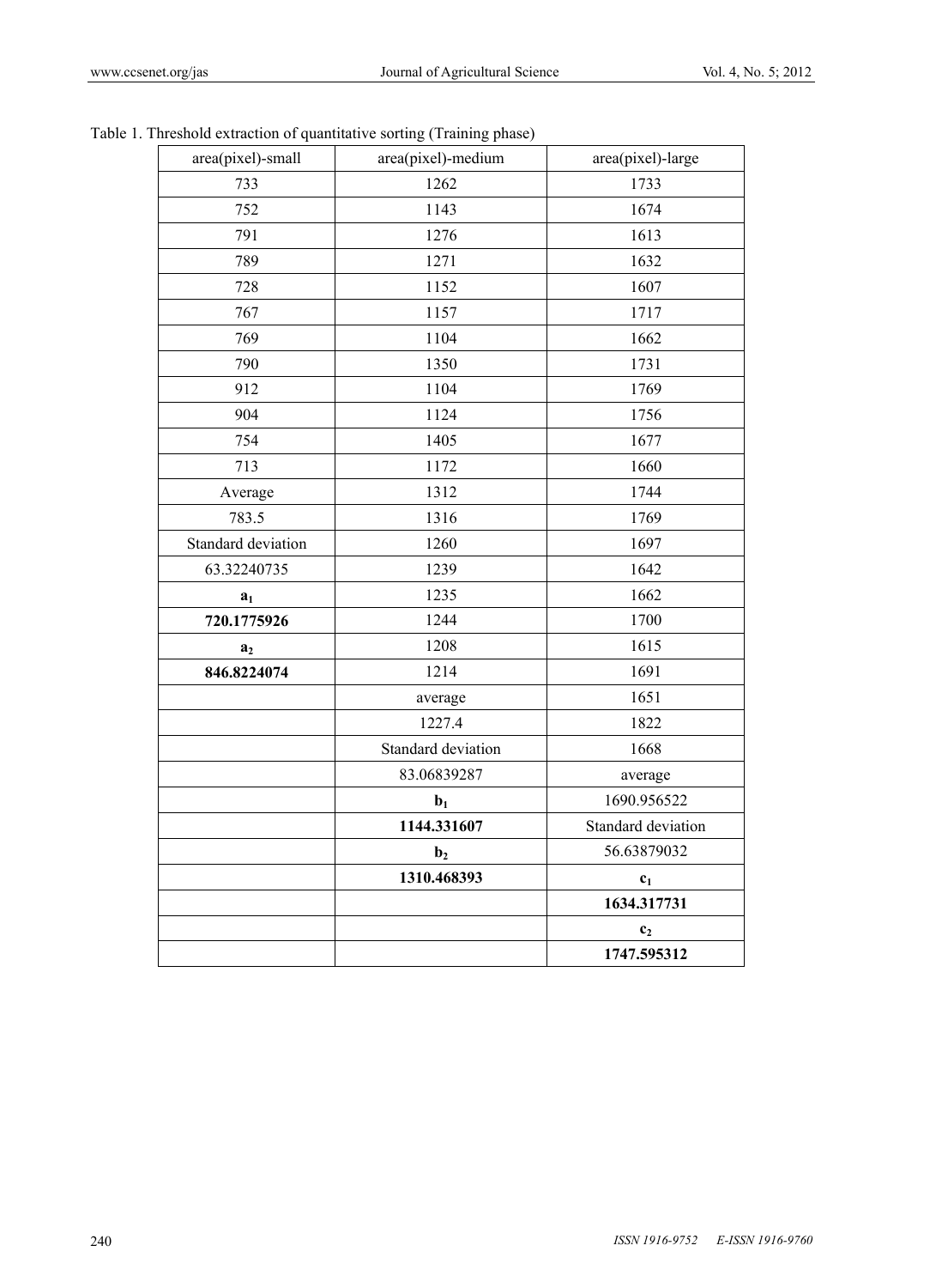Table 1. Threshold extraction of quantitative sorting (Training phase)

| area(pixel)-small | area(pixel)-medium | area(pixel)-large |
|---|---|---|
| 733 | 1262 | 1733 |
| 752 | 1143 | 1674 |
| 791 | 1276 | 1613 |
| 789 | 1271 | 1632 |
| 728 | 1152 | 1607 |
| 767 | 1157 | 1717 |
| 769 | 1104 | 1662 |
| 790 | 1350 | 1731 |
| 912 | 1104 | 1769 |
| 904 | 1124 | 1756 |
| 754 | 1405 | 1677 |
| 713 | 1172 | 1660 |
| Average | 1312 | 1744 |
| 783.5 | 1316 | 1769 |
| Standard deviation | 1260 | 1697 |
| 63.32240735 | 1239 | 1642 |
| **$a_1$** | 1235 | 1662 |
| **720.1775926** | 1244 | 1700 |
| **$a_2$** | 1208 | 1615 |
| **846.8224074** | 1214 | 1691 |
| | average | 1651 |
| | 1227.4 | 1822 |
| | Standard deviation | 1668 |
| | 83.06839287 | average |
| | **$b_1$** | 1690.956522 |
| | **1144.331607** | Standard deviation |
| | **$b_2$** | 56.63879032 |
| | **1310.468393** | **$c_1$** |
| | | **1634.317731** |
| | | **$c_2$** |
| | | **1747.595312** |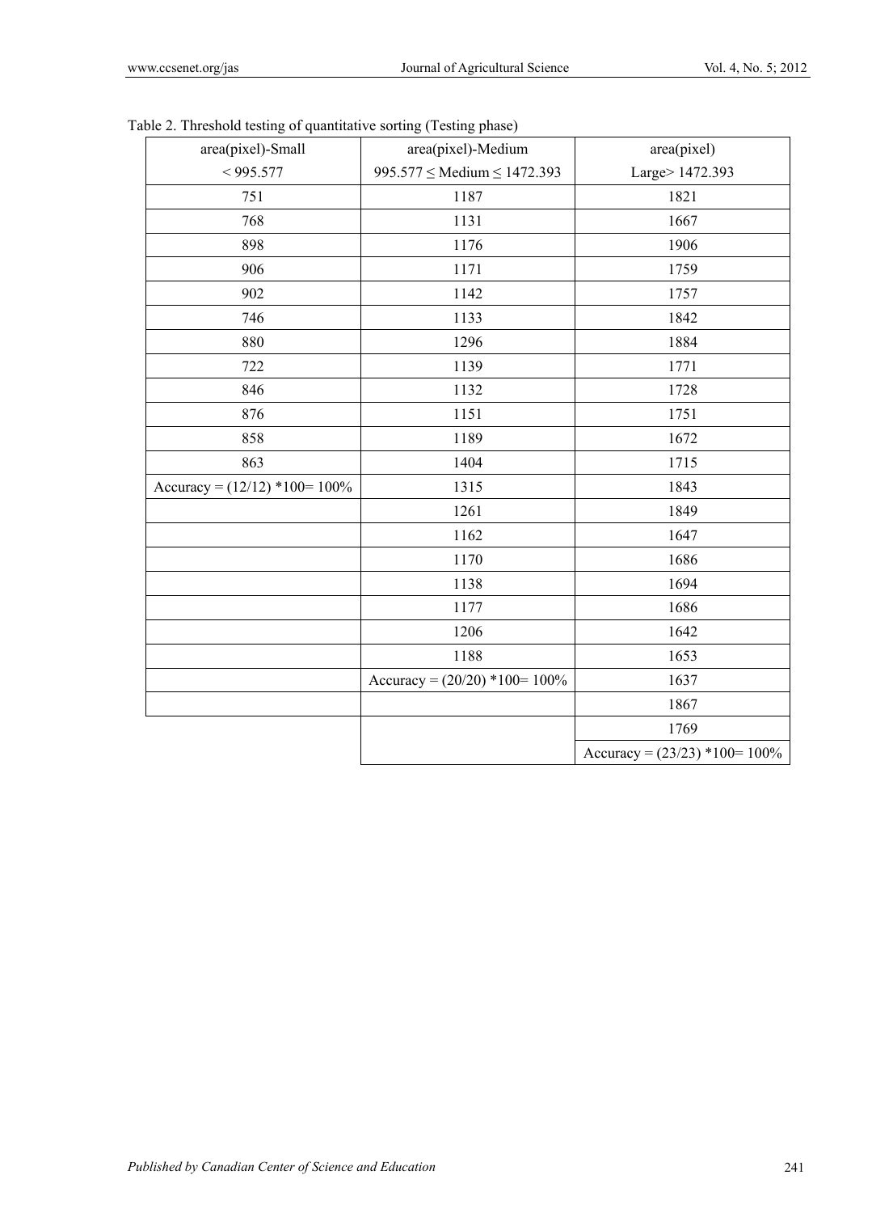Table 2. Threshold testing of quantitative sorting (Testing phase)

| area(pixel)-Small < 995.577 | area(pixel)-Medium 995.577 ≤ Medium ≤ 1472.393 | area(pixel) Large> 1472.393 |
|---|---|---|
| 751 | 1187 | 1821 |
| 768 | 1131 | 1667 |
| 898 | 1176 | 1906 |
| 906 | 1171 | 1759 |
| 902 | 1142 | 1757 |
| 746 | 1133 | 1842 |
| 880 | 1296 | 1884 |
| 722 | 1139 | 1771 |
| 846 | 1132 | 1728 |
| 876 | 1151 | 1751 |
| 858 | 1189 | 1672 |
| 863 | 1404 | 1715 |
| Accuracy = (12/12) *100= 100% | 1315 | 1843 |
| | 1261 | 1849 |
| | 1162 | 1647 |
| | 1170 | 1686 |
| | 1138 | 1694 |
| | 1177 | 1686 |
| | 1206 | 1642 |
| | 1188 | 1653 |
| | Accuracy = (20/20) *100= 100% | 1637 |
| | | 1867 |
| | | 1769 |
| | | Accuracy = (23/23) *100= 100% |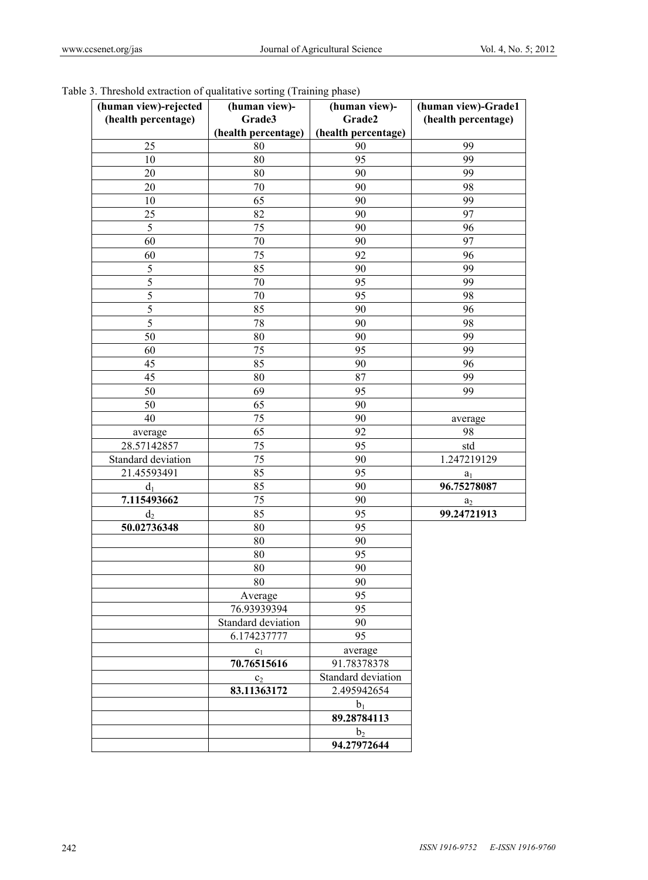Table 3. Threshold extraction of qualitative sorting (Training phase)

| (human view)-rejected (health percentage) | (human view)-Grade3 (health percentage) | (human view)-Grade2 (health percentage) | (human view)-Grade1 (health percentage) |
|---|---|---|---|
| 25 | 80 | 90 | 99 |
| 10 | 80 | 95 | 99 |
| 20 | 80 | 90 | 99 |
| 20 | 70 | 90 | 98 |
| 10 | 65 | 90 | 99 |
| 25 | 82 | 90 | 97 |
| 5 | 75 | 90 | 96 |
| 60 | 70 | 90 | 97 |
| 60 | 75 | 92 | 96 |
| 5 | 85 | 90 | 99 |
| 5 | 70 | 95 | 99 |
| 5 | 70 | 95 | 98 |
| 5 | 85 | 90 | 96 |
| 5 | 78 | 90 | 98 |
| 50 | 80 | 90 | 99 |
| 60 | 75 | 95 | 99 |
| 45 | 85 | 90 | 96 |
| 45 | 80 | 87 | 99 |
| 50 | 69 | 95 | 99 |
| 50 | 65 | 90 | |
| 40 | 75 | 90 | average |
| average | 65 | 92 | 98 |
| 28.57142857 | 75 | 95 | std |
| Standard deviation | 75 | 90 | 1.247219129 |
| 21.45593491 | 85 | 95 | $a_1$ |
| $d_1$ | 85 | 90 | **96.75278087** |
| **7.115493662** | 75 | 90 | $a_2$ |
| $d_2$ | 85 | 95 | **99.24721913** |
| **50.02736348** | 80 | 95 | |
| | 80 | 90 | |
| | 80 | 95 | |
| | 80 | 90 | |
| | 80 | 90 | |
| | Average | 95 | |
| | 76.93939394 | 95 | |
| | Standard deviation | 90 | |
| | 6.174237777 | 95 | |
| | $c_1$ | average | |
| | **70.76515616** | 91.78378378 | |
| | $c_2$ | Standard deviation | |
| | **83.11363172** | 2.495942654 | |
| | | $b_1$ | |
| | | **89.28784113** | |
| | | $b_2$ | |
| | | **94.27972644** | |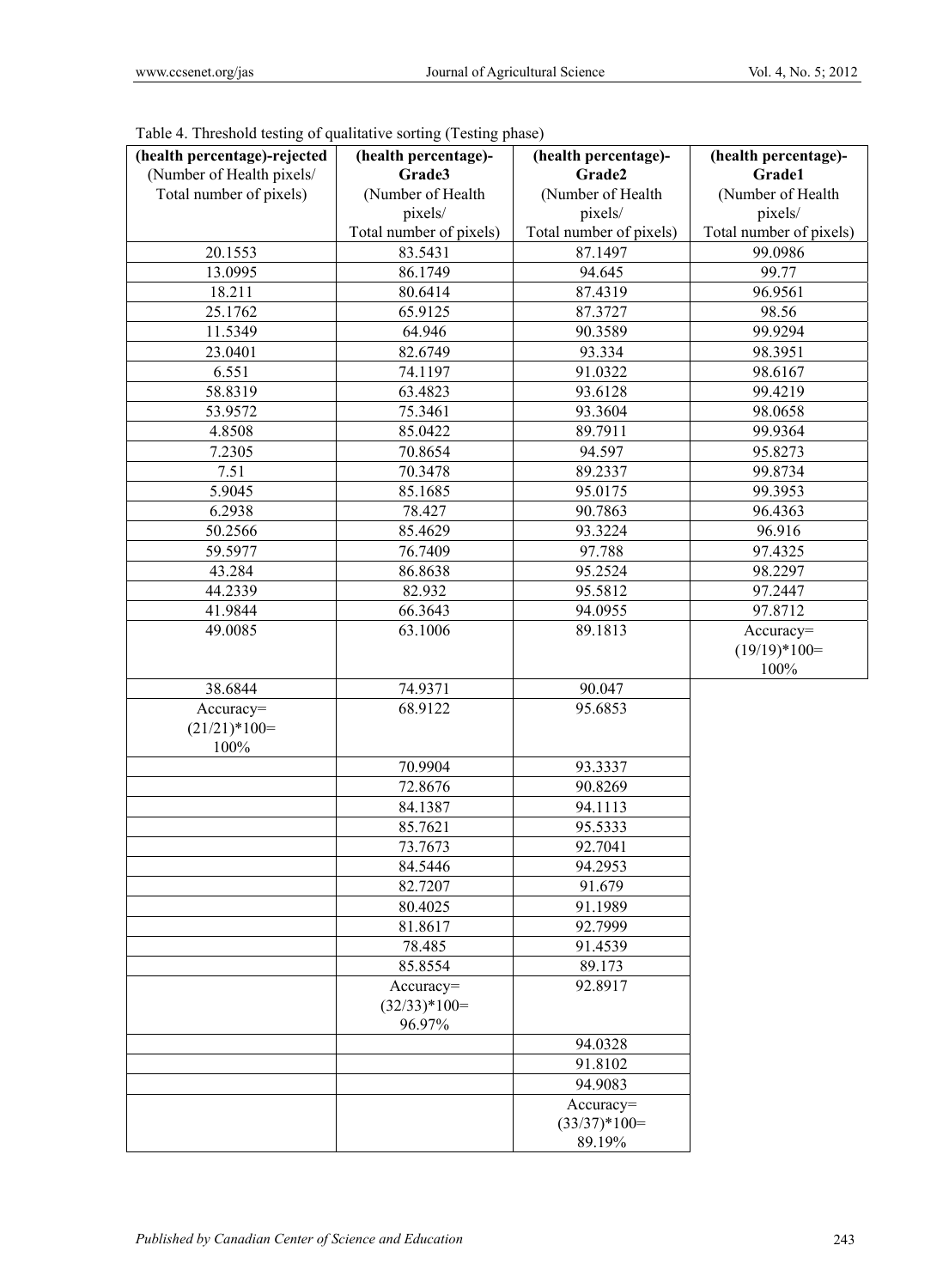Table 4. Threshold testing of qualitative sorting (Testing phase)

| **(health percentage)-rejected** (Number of Health pixels/ Total number of pixels) | **(health percentage)-Grade3** (Number of Health pixels/ Total number of pixels) | **(health percentage)-Grade2** (Number of Health pixels/ Total number of pixels) | **(health percentage)-Grade1** (Number of Health pixels/ Total number of pixels) |
|---|---|---|---|
| 20.1553 | 83.5431 | 87.1497 | 99.0986 |
| 13.0995 | 86.1749 | 94.645 | 99.77 |
| 18.211 | 80.6414 | 87.4319 | 96.9561 |
| 25.1762 | 65.9125 | 87.3727 | 98.56 |
| 11.5349 | 64.946 | 90.3589 | 99.9294 |
| 23.0401 | 82.6749 | 93.334 | 98.3951 |
| 6.551 | 74.1197 | 91.0322 | 98.6167 |
| 58.8319 | 63.4823 | 93.6128 | 99.4219 |
| 53.9572 | 75.3461 | 93.3604 | 98.0658 |
| 4.8508 | 85.0422 | 89.7911 | 99.9364 |
| 7.2305 | 70.8654 | 94.597 | 95.8273 |
| 7.51 | 70.3478 | 89.2337 | 99.8734 |
| 5.9045 | 85.1685 | 95.0175 | 99.3953 |
| 6.2938 | 78.427 | 90.7863 | 96.4363 |
| 50.2566 | 85.4629 | 93.3224 | 96.916 |
| 59.5977 | 76.7409 | 97.788 | 97.4325 |
| 43.284 | 86.8638 | 95.2524 | 98.2297 |
| 44.2339 | 82.932 | 95.5812 | 97.2447 |
| 41.9844 | 66.3643 | 94.0955 | 97.8712 |
| 49.0085 | 63.1006 | 89.1813 | Accuracy= (19/19)*100= 100% |
| 38.6844 | 74.9371 | 90.047 | |
| Accuracy= (21/21)*100= 100% | 68.9122 | 95.6853 | |
| | 70.9904 | 93.3337 | |
| | 72.8676 | 90.8269 | |
| | 84.1387 | 94.1113 | |
| | 85.7621 | 95.5333 | |
| | 73.7673 | 92.7041 | |
| | 84.5446 | 94.2953 | |
| | 82.7207 | 91.679 | |
| | 80.4025 | 91.1989 | |
| | 81.8617 | 92.7999 | |
| | 78.485 | 91.4539 | |
| | 85.8554 | 89.173 | |
| | Accuracy= (32/33)*100= 96.97% | 92.8917 | |
| | | 94.0328 | |
| | | 91.8102 | |
| | | 94.9083 | |
| | | Accuracy= (33/37)*100= 89.19% | |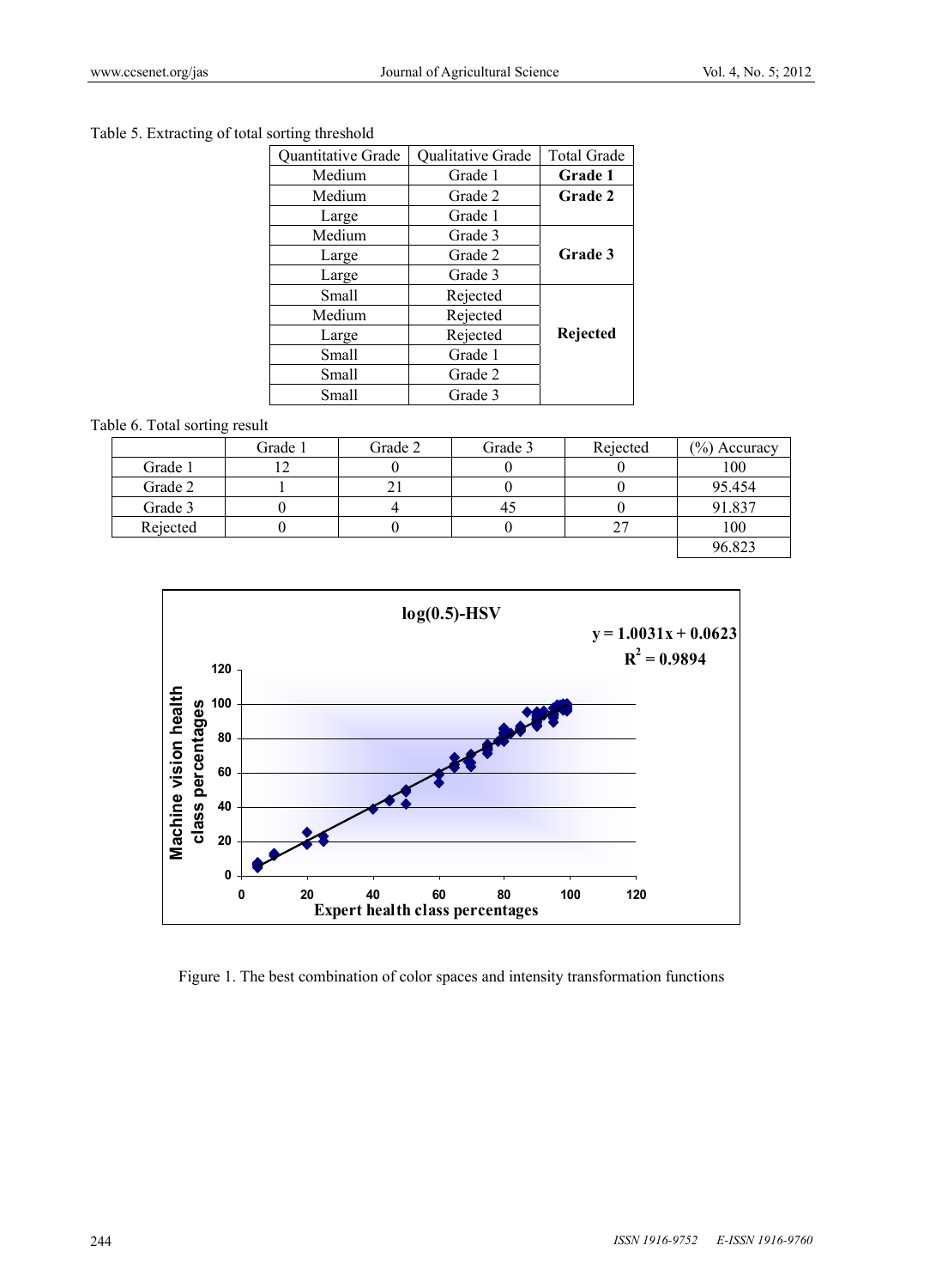Table 5. Extracting of total sorting threshold

| Quantitative Grade | Qualitative Grade | Total Grade |
|---|---|---|
| Medium | Grade 1 | **Grade 1** |
| Medium | Grade 2 | **Grade 2** |
| Large | Grade 1 | |
| Medium | Grade 3 | **Grade 3** |
| Large | Grade 2 | |
| Large | Grade 3 | |
| Small | Rejected | **Rejected** |
| Medium | Rejected | |
| Large | Rejected | |
| Small | Grade 1 | |
| Small | Grade 2 | |
| Small | Grade 3 | |

Table 6. Total sorting result

| | Grade 1 | Grade 2 | Grade 3 | Rejected | (%) Accuracy |
|---|---|---|---|---|---|
| Grade 1 | 12 | 0 | 0 | 0 | 100 |
| Grade 2 | 1 | 21 | 0 | 0 | 95.454 |
| Grade 3 | 0 | 4 | 45 | 0 | 91.837 |
| Rejected | 0 | 0 | 0 | 27 | 100 |
| | | | | | 96.823 |

log(0.5)-HSV

$y = 1.0031x + 0.0623$

$R^2 = 0.9894$

Machine vision health class percentages

0 20 40 60 80 100 120

Expert health class percentages

0 20 40 60 80 100 120

Figure 1. The best combination of color spaces and intensity transformation functions